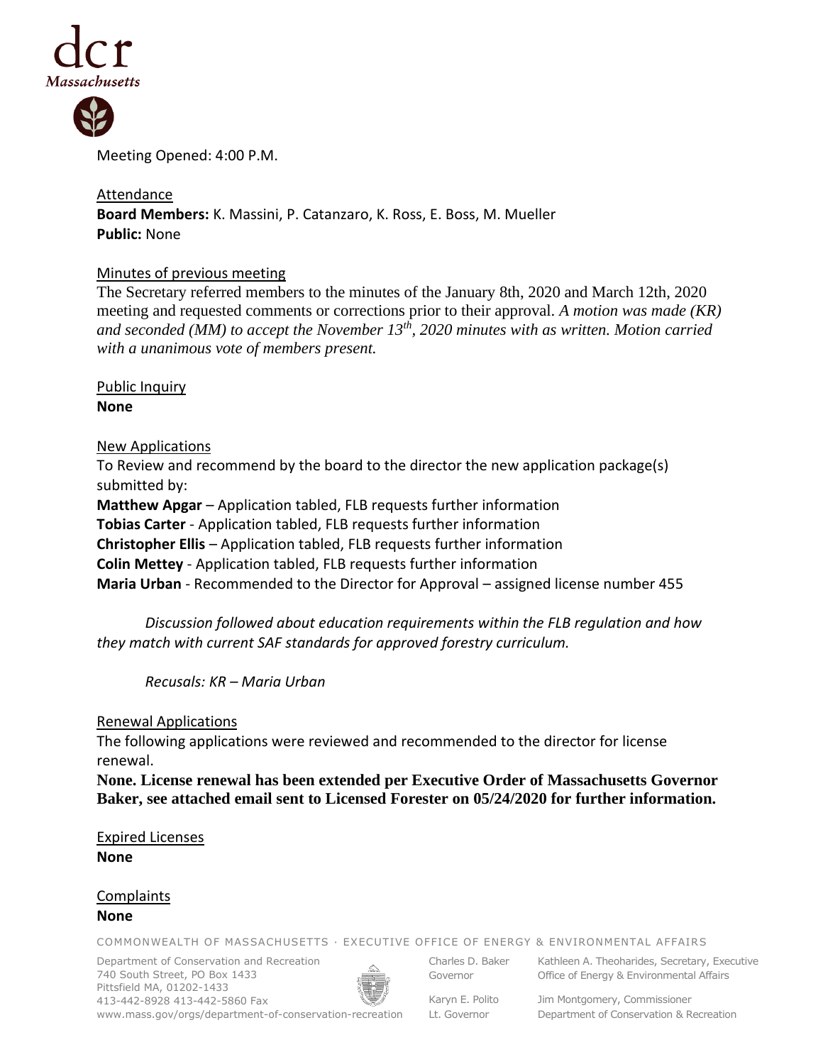Meeting Opened: 4:00 P.M.

Attendance

**Board Members:** K. Massini, P. Catanzaro, K. Ross, E. Boss, M. Mueller

**Public:** None

Minutes of previous meeting

The Secretary referred members to the minutes of the January 8th, 2020 and March 12th, 2020 meeting and requested comments or corrections prior to their approval. *A motion was made (KR) and seconded (MM) to accept the November 13th, 2020 minutes with as written. Motion carried with a unanimous vote of members present.*

Public Inquiry

**None**

New Applications

To Review and recommend by the board to the director the new application package(s) submitted by:

**Matthew Apgar** – Application tabled, FLB requests further information

**Tobias Carter** - Application tabled, FLB requests further information

**Christopher Ellis** – Application tabled, FLB requests further information

**Colin Mettey** - Application tabled, FLB requests further information

**Maria Urban** - Recommended to the Director for Approval – assigned license number 455

*Discussion followed about education requirements within the FLB regulation and how they match with current SAF standards for approved forestry curriculum.*

*Recusals: KR – Maria Urban*

Renewal Applications

The following applications were reviewed and recommended to the director for license renewal.

**None. License renewal has been extended per Executive Order of Massachusetts Governor Baker, see attached email sent to Licensed Forester on 05/24/2020 for further information.**

Expired Licenses

**None**

Complaints

**None**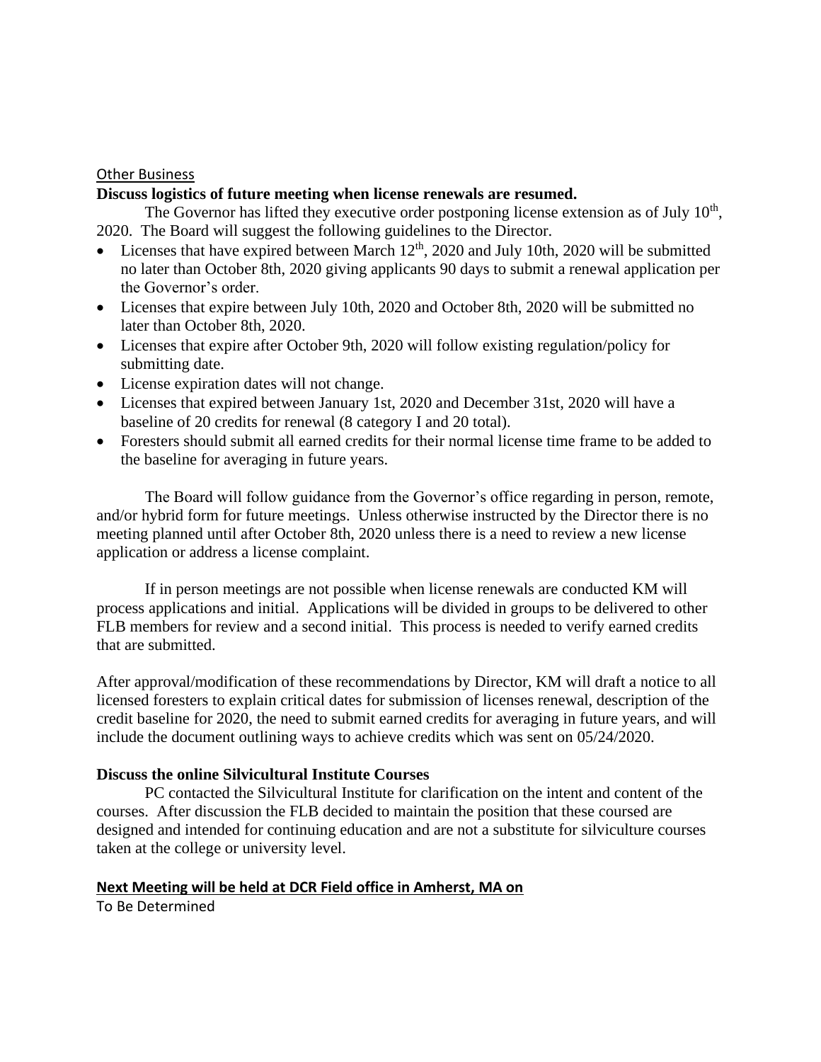Other Business

**Discuss logistics of future meeting when license renewals are resumed.**

The Governor has lifted they executive order postponing license extension as of July 10th, 2020. The Board will suggest the following guidelines to the Director.

- Licenses that have expired between March 12th, 2020 and July 10th, 2020 will be submitted no later than October 8th, 2020 giving applicants 90 days to submit a renewal application per the Governor's order.
- Licenses that expire between July 10th, 2020 and October 8th, 2020 will be submitted no later than October 8th, 2020.
- Licenses that expire after October 9th, 2020 will follow existing regulation/policy for submitting date.
- License expiration dates will not change.
- Licenses that expired between January 1st, 2020 and December 31st, 2020 will have a baseline of 20 credits for renewal (8 category I and 20 total).
- Foresters should submit all earned credits for their normal license time frame to be added to the baseline for averaging in future years.

The Board will follow guidance from the Governor's office regarding in person, remote, and/or hybrid form for future meetings. Unless otherwise instructed by the Director there is no meeting planned until after October 8th, 2020 unless there is a need to review a new license application or address a license complaint.

If in person meetings are not possible when license renewals are conducted KM will process applications and initial. Applications will be divided in groups to be delivered to other FLB members for review and a second initial. This process is needed to verify earned credits that are submitted.

After approval/modification of these recommendations by Director, KM will draft a notice to all licensed foresters to explain critical dates for submission of licenses renewal, description of the credit baseline for 2020, the need to submit earned credits for averaging in future years, and will include the document outlining ways to achieve credits which was sent on 05/24/2020.

**Discuss the online Silvicultural Institute Courses**

PC contacted the Silvicultural Institute for clarification on the intent and content of the courses. After discussion the FLB decided to maintain the position that these coursed are designed and intended for continuing education and are not a substitute for silviculture courses taken at the college or university level.

**Next Meeting will be held at DCR Field office in Amherst, MA on**

To Be Determined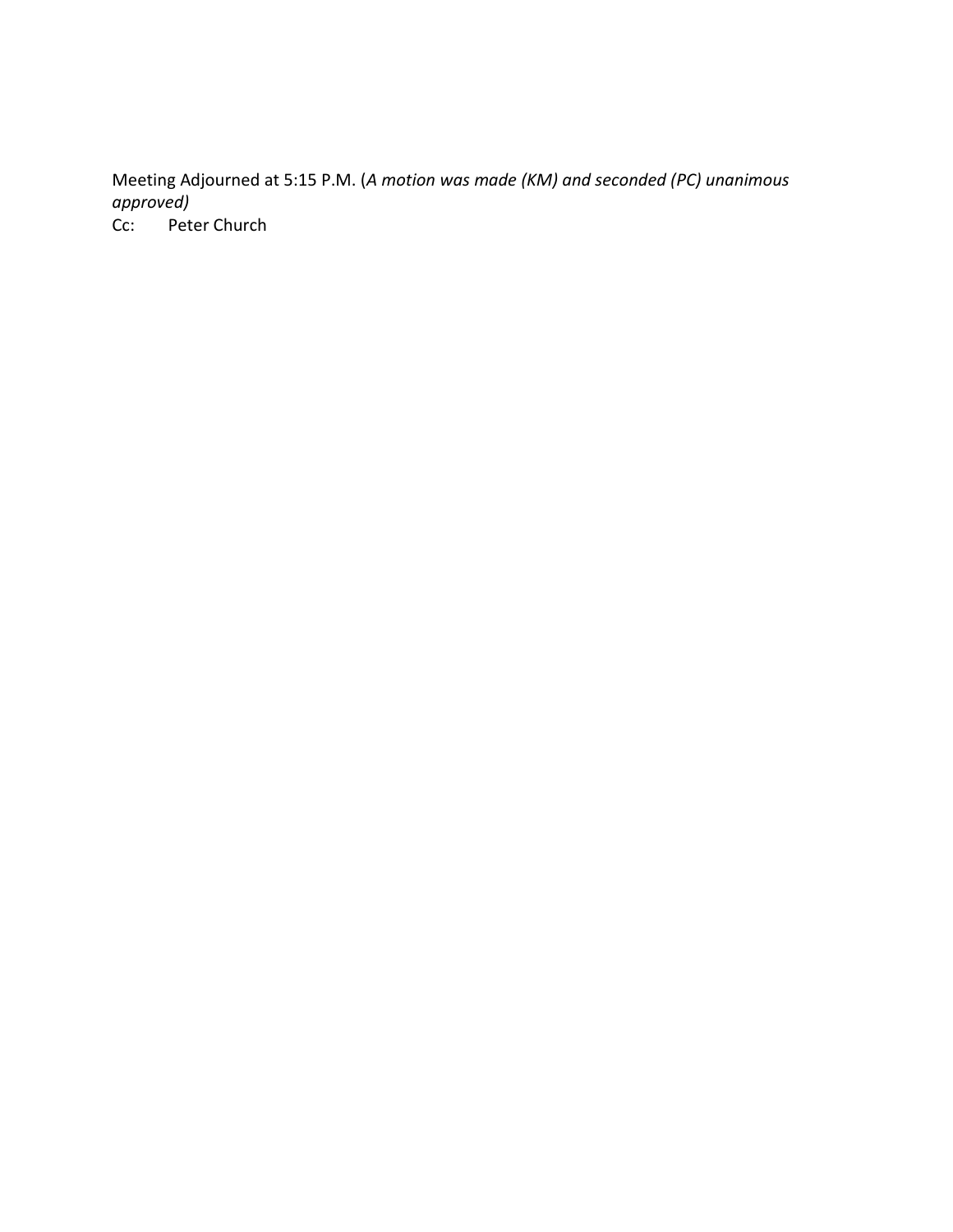Meeting Adjourned at 5:15 P.M. (*A motion was made (KM) and seconded (PC) unanimous approved)*

Cc: Peter Church